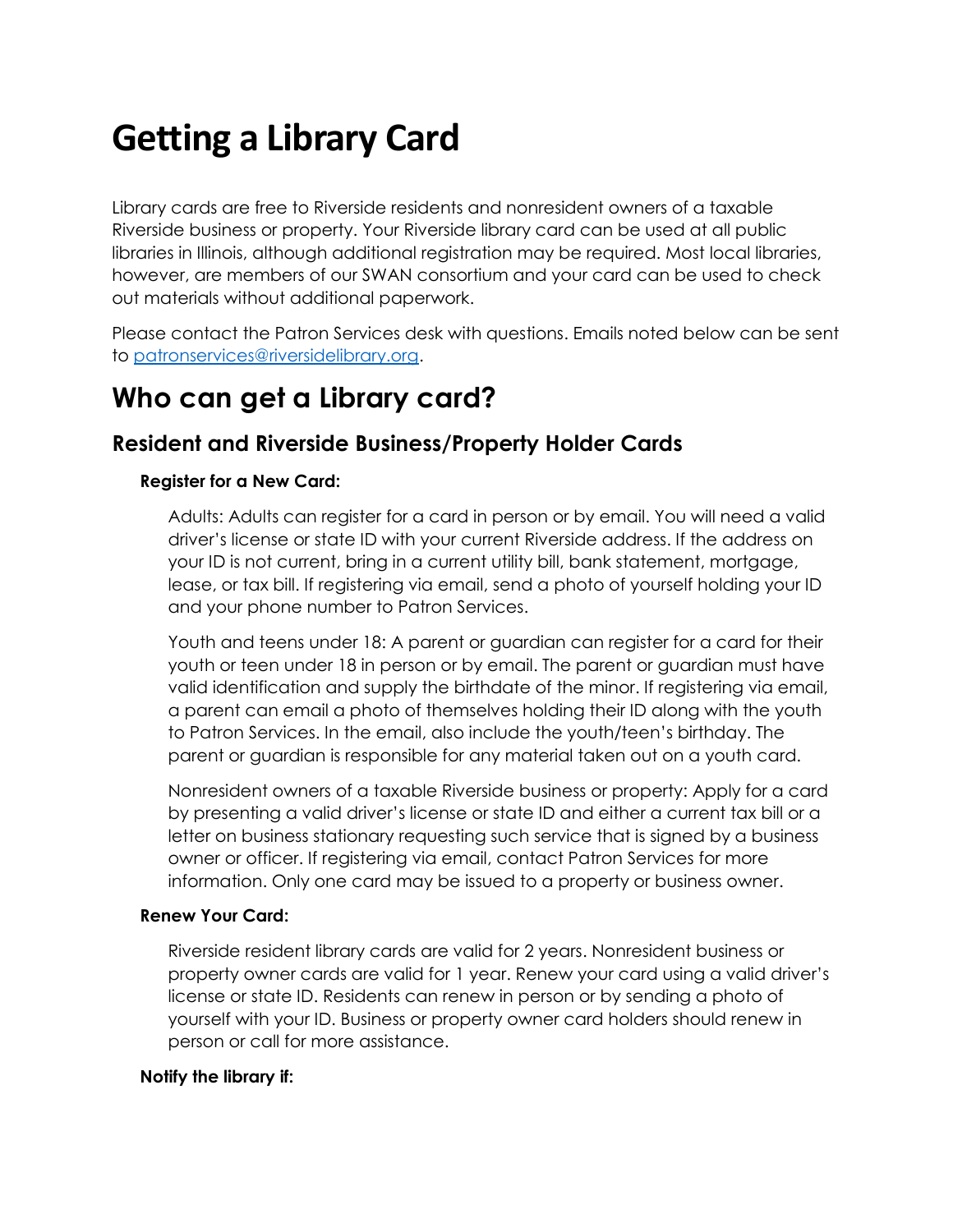# Getting a Library Card

Library cards are free to Riverside residents and nonresident owners of a taxable Riverside business or property. Your Riverside library card can be used at all public libraries in Illinois, although additional registration may be required. Most local libraries, however, are members of our SWAN consortium and your card can be used to check out materials without additional paperwork.

Please contact the Patron Services desk with questions. Emails noted below can be sent to [patronservices@riversidelibrary.org](mailto:patronservices@riversidelibrary.org).

## Who can get a Library card?

### Resident and Riverside Business/Property Holder Cards

#### Register for a New Card:

Adults: Adults can register for a card in person or by email. You will need a valid driver's license or state ID with your current Riverside address. If the address on your ID is not current, bring in a current utility bill, bank statement, mortgage, lease, or tax bill. If registering via email, send a photo of yourself holding your ID and your phone number to Patron Services.

Youth and teens under 18: A parent or guardian can register for a card for their youth or teen under 18 in person or by email. The parent or guardian must have valid identification and supply the birthdate of the minor. If registering via email, a parent can email a photo of themselves holding their ID along with the youth to Patron Services. In the email, also include the youth/teen's birthday. The parent or guardian is responsible for any material taken out on a youth card.

Nonresident owners of a taxable Riverside business or property: Apply for a card by presenting a valid driver's license or state ID and either a current tax bill or a letter on business stationary requesting such service that is signed by a business owner or officer. If registering via email, contact Patron Services for more information. Only one card may be issued to a property or business owner.

#### Renew Your Card:

Riverside resident library cards are valid for 2 years. Nonresident business or property owner cards are valid for 1 year. Renew your card using a valid driver's license or state ID. Residents can renew in person or by sending a photo of yourself with your ID. Business or property owner card holders should renew in person or call for more assistance.

#### Notify the library if: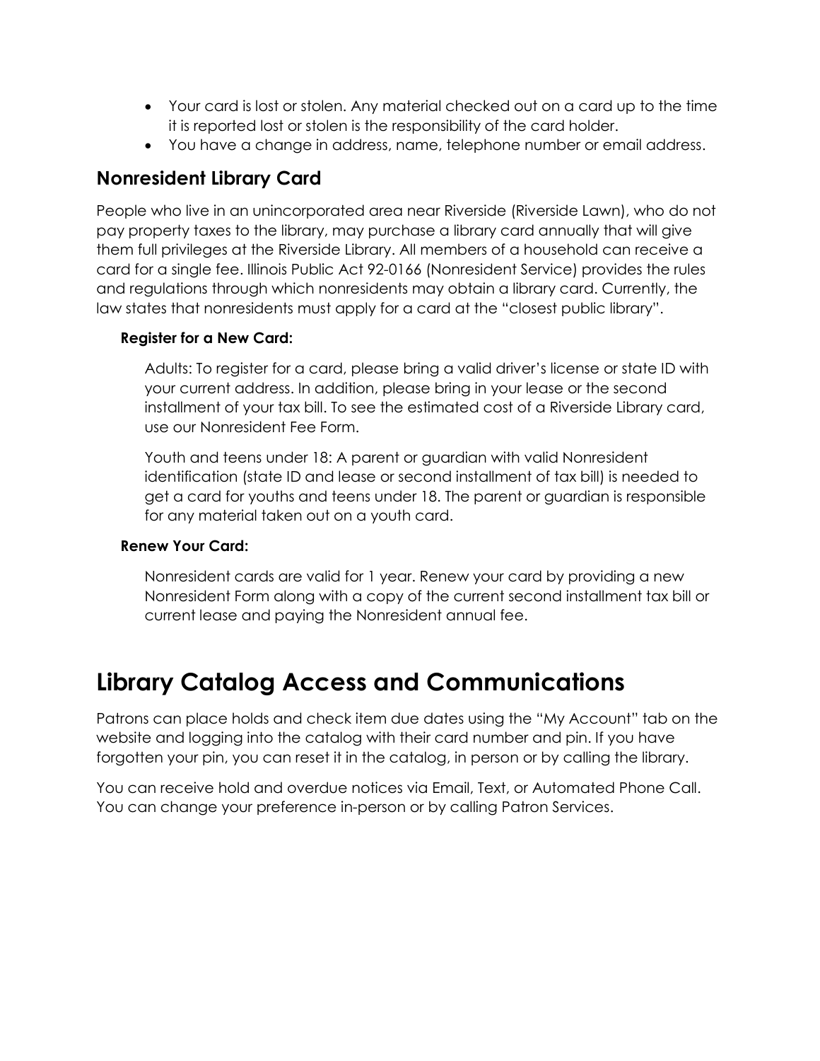- Your card is lost or stolen. Any material checked out on a card up to the time it is reported lost or stolen is the responsibility of the card holder.
- You have a change in address, name, telephone number or email address.

## Nonresident Library Card

People who live in an unincorporated area near Riverside (Riverside Lawn), who do not pay property taxes to the library, may purchase a library card annually that will give them full privileges at the Riverside Library. All members of a household can receive a card for a single fee. Illinois Public Act 92-0166 (Nonresident Service) provides the rules and regulations through which nonresidents may obtain a library card. Currently, the law states that nonresidents must apply for a card at the "closest public library".

### Register for a New Card:

Adults: To register for a card, please bring a valid driver's license or state ID with your current address. In addition, please bring in your lease or the second installment of your tax bill. To see the estimated cost of a Riverside Library card, use our Nonresident Fee Form.

Youth and teens under 18: A parent or guardian with valid Nonresident identification (state ID and lease or second installment of tax bill) is needed to get a card for youths and teens under 18. The parent or guardian is responsible for any material taken out on a youth card.

### Renew Your Card:

Nonresident cards are valid for 1 year. Renew your card by providing a new Nonresident Form along with a copy of the current second installment tax bill or current lease and paying the Nonresident annual fee.

# Library Catalog Access and Communications

Patrons can place holds and check item due dates using the "My Account" tab on the website and logging into the catalog with their card number and pin. If you have forgotten your pin, you can reset it in the catalog, in person or by calling the library.

You can receive hold and overdue notices via Email, Text, or Automated Phone Call. You can change your preference in-person or by calling Patron Services.